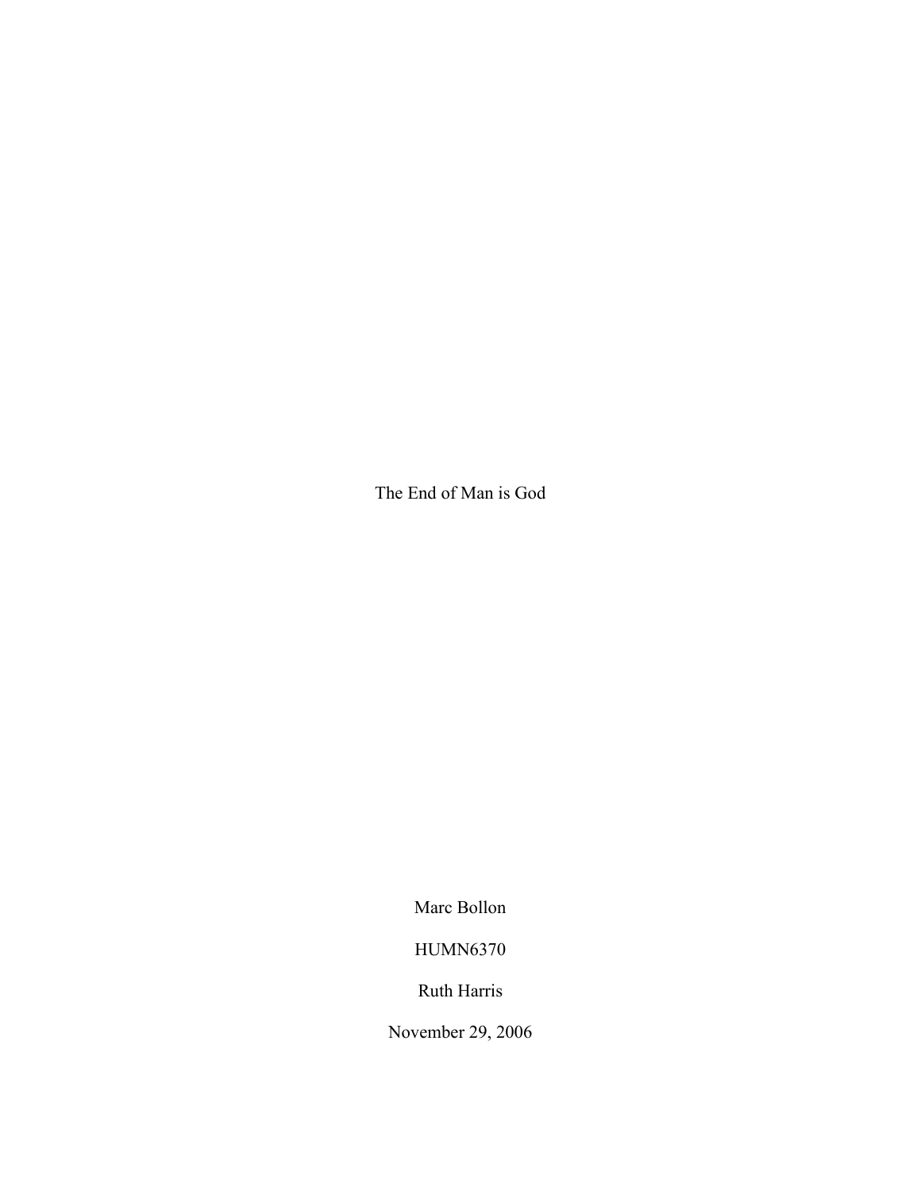# The End of Man is God

Marc Bollon

HUMN6370

Ruth Harris

November 29, 2006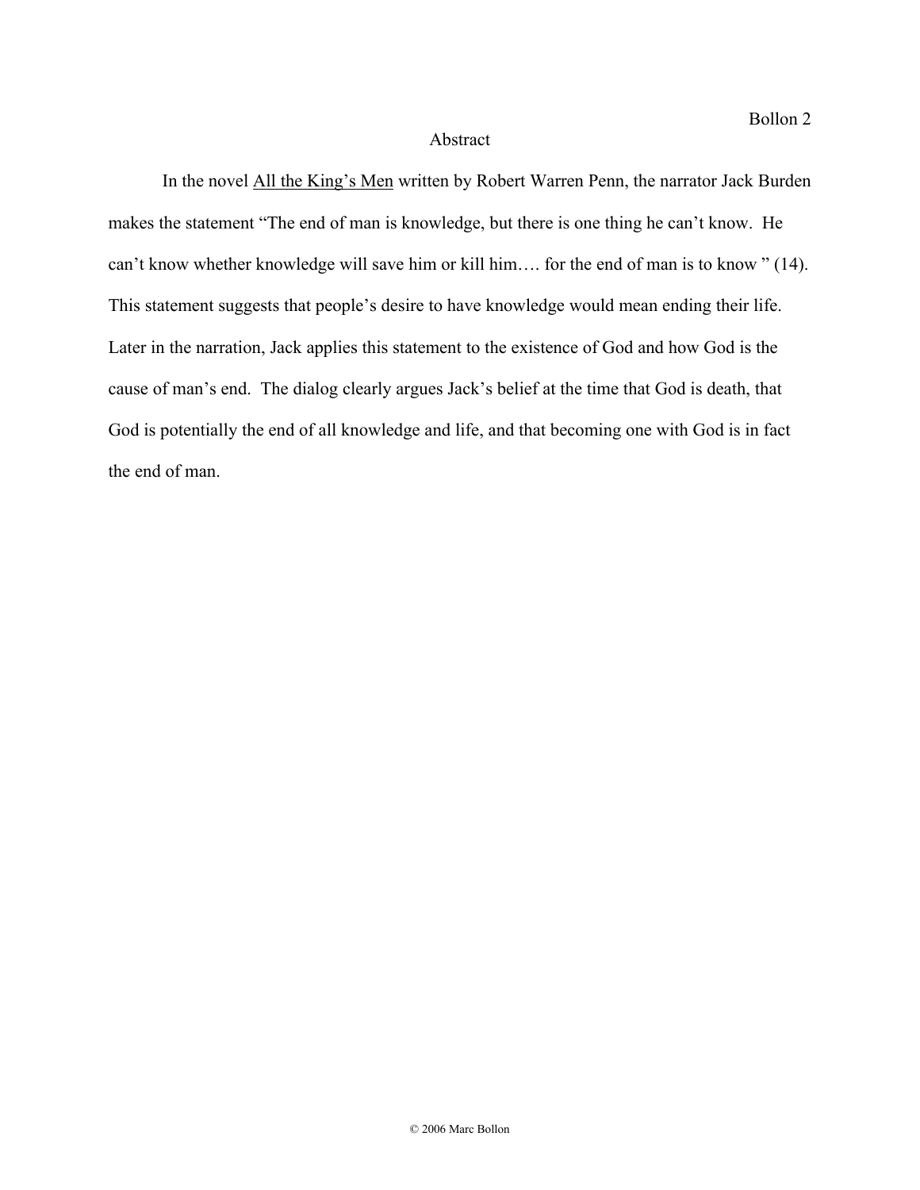# Abstract

In the novel <u>All the King's Men</u> written by Robert Warren Penn, the narrator Jack Burden makes the statement "The end of man is knowledge, but there is one thing he can't know. He can't know whether knowledge will save him or kill him…. for the end of man is to know " (14). This statement suggests that people's desire to have knowledge would mean ending their life. Later in the narration, Jack applies this statement to the existence of God and how God is the cause of man's end. The dialog clearly argues Jack's belief at the time that God is death, that God is potentially the end of all knowledge and life, and that becoming one with God is in fact the end of man.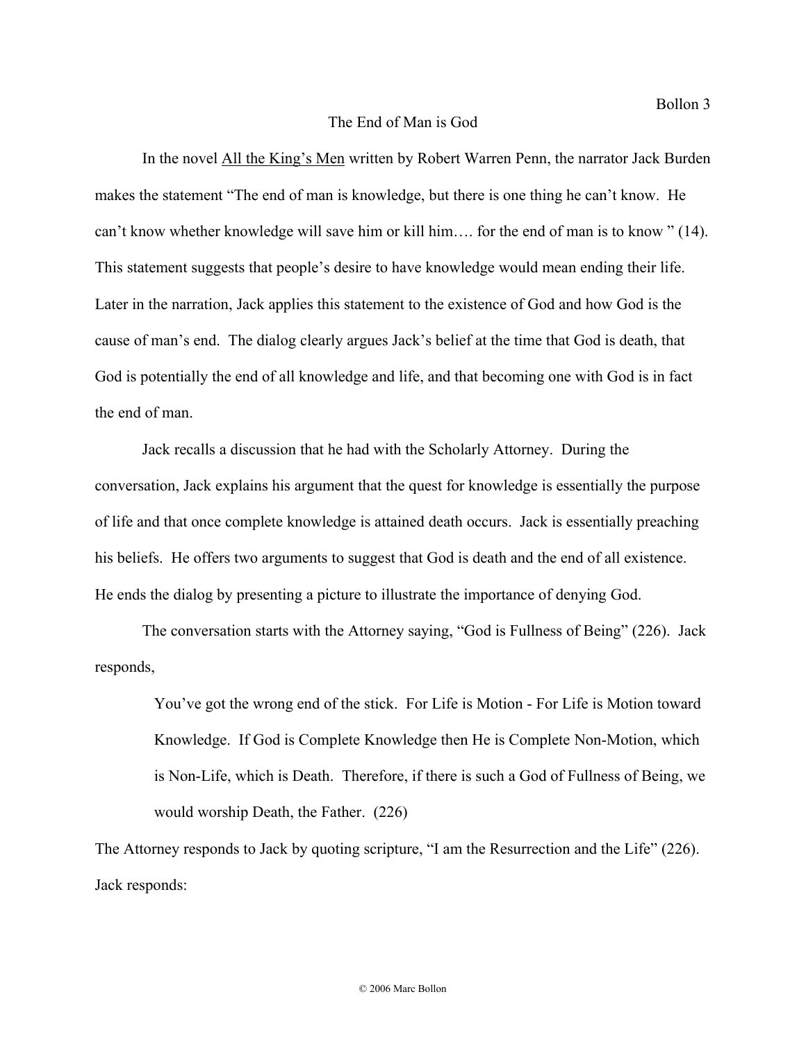# The End of Man is God

In the novel <u>All the King's Men</u> written by Robert Warren Penn, the narrator Jack Burden makes the statement "The end of man is knowledge, but there is one thing he can't know. He can't know whether knowledge will save him or kill him…. for the end of man is to know " (14). This statement suggests that people's desire to have knowledge would mean ending their life. Later in the narration, Jack applies this statement to the existence of God and how God is the cause of man's end. The dialog clearly argues Jack's belief at the time that God is death, that God is potentially the end of all knowledge and life, and that becoming one with God is in fact the end of man.

Jack recalls a discussion that he had with the Scholarly Attorney. During the conversation, Jack explains his argument that the quest for knowledge is essentially the purpose of life and that once complete knowledge is attained death occurs. Jack is essentially preaching his beliefs. He offers two arguments to suggest that God is death and the end of all existence. He ends the dialog by presenting a picture to illustrate the importance of denying God.

The conversation starts with the Attorney saying, "God is Fullness of Being" (226). Jack responds,

> You've got the wrong end of the stick. For Life is Motion - For Life is Motion toward Knowledge. If God is Complete Knowledge then He is Complete Non-Motion, which is Non-Life, which is Death. Therefore, if there is such a God of Fullness of Being, we would worship Death, the Father. (226)

The Attorney responds to Jack by quoting scripture, "I am the Resurrection and the Life" (226). Jack responds: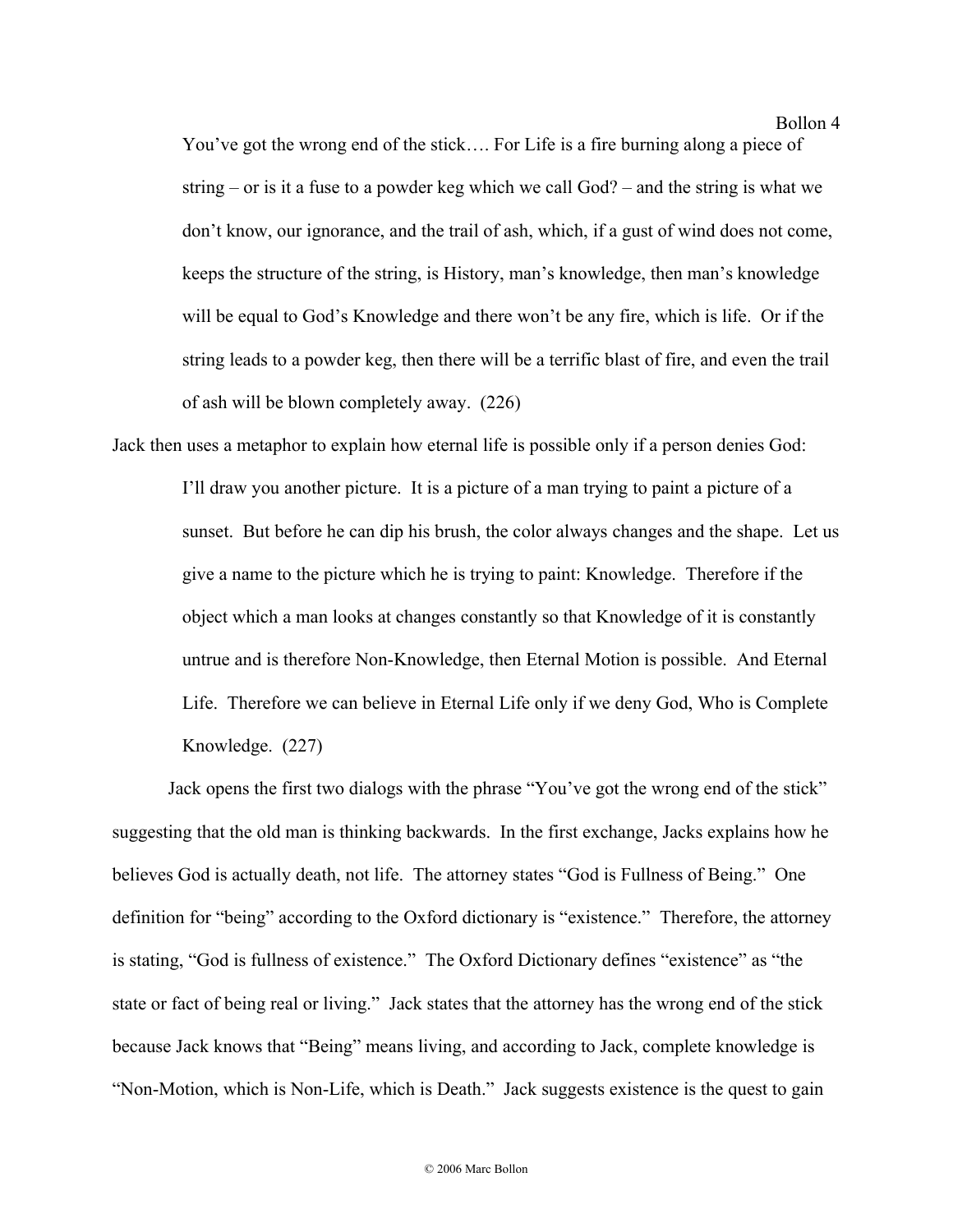> You've got the wrong end of the stick…. For Life is a fire burning along a piece of string – or is it a fuse to a powder keg which we call God? – and the string is what we don't know, our ignorance, and the trail of ash, which, if a gust of wind does not come, keeps the structure of the string, is History, man's knowledge, then man's knowledge will be equal to God's Knowledge and there won't be any fire, which is life. Or if the string leads to a powder keg, then there will be a terrific blast of fire, and even the trail of ash will be blown completely away. (226)

Jack then uses a metaphor to explain how eternal life is possible only if a person denies God:

> I'll draw you another picture. It is a picture of a man trying to paint a picture of a sunset. But before he can dip his brush, the color always changes and the shape. Let us give a name to the picture which he is trying to paint: Knowledge. Therefore if the object which a man looks at changes constantly so that Knowledge of it is constantly untrue and is therefore Non-Knowledge, then Eternal Motion is possible. And Eternal Life. Therefore we can believe in Eternal Life only if we deny God, Who is Complete Knowledge. (227)

Jack opens the first two dialogs with the phrase "You've got the wrong end of the stick" suggesting that the old man is thinking backwards. In the first exchange, Jacks explains how he believes God is actually death, not life. The attorney states "God is Fullness of Being." One definition for "being" according to the Oxford dictionary is "existence." Therefore, the attorney is stating, "God is fullness of existence." The Oxford Dictionary defines "existence" as "the state or fact of being real or living." Jack states that the attorney has the wrong end of the stick because Jack knows that "Being" means living, and according to Jack, complete knowledge is "Non-Motion, which is Non-Life, which is Death." Jack suggests existence is the quest to gain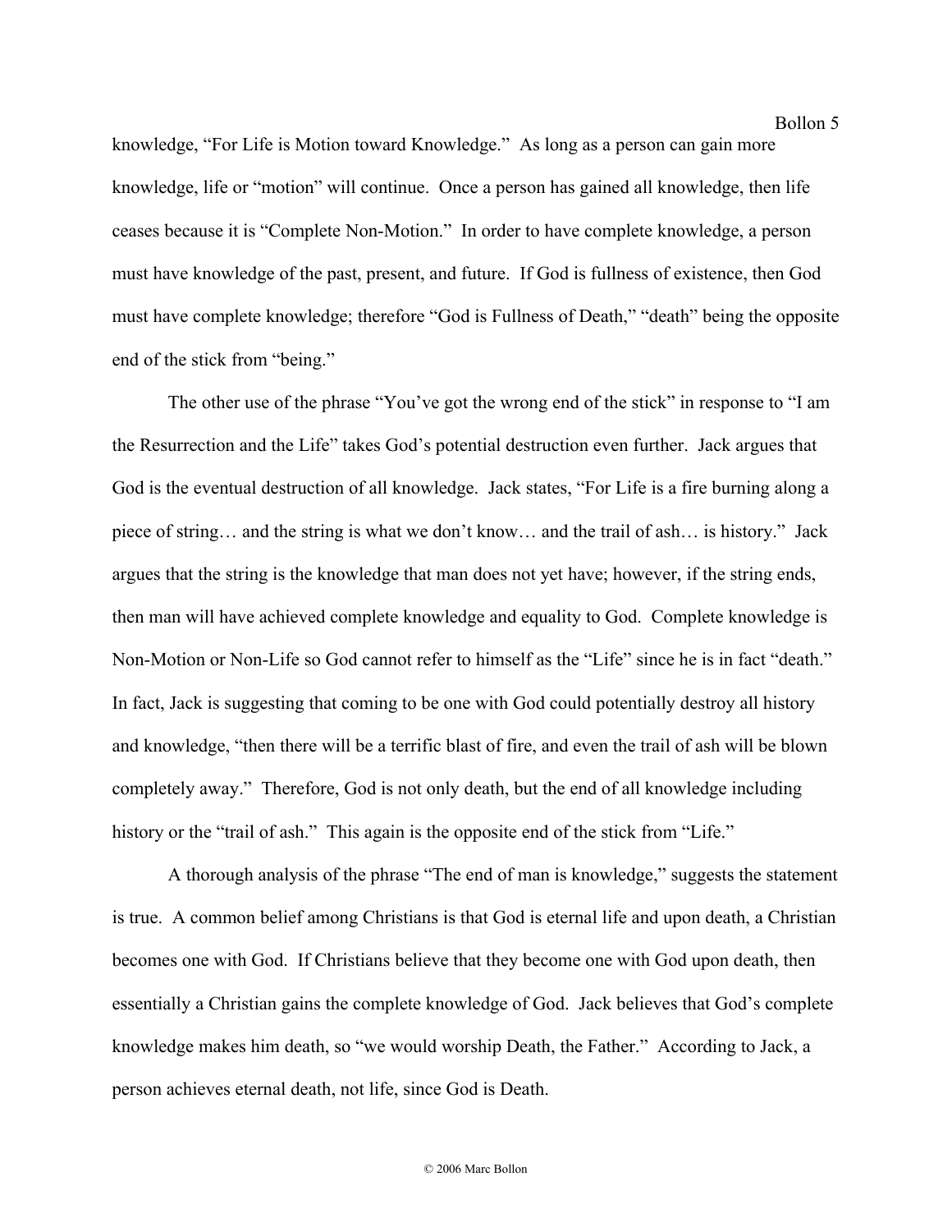knowledge, "For Life is Motion toward Knowledge." As long as a person can gain more knowledge, life or "motion" will continue. Once a person has gained all knowledge, then life ceases because it is "Complete Non-Motion." In order to have complete knowledge, a person must have knowledge of the past, present, and future. If God is fullness of existence, then God must have complete knowledge; therefore "God is Fullness of Death," "death" being the opposite end of the stick from "being."

The other use of the phrase "You've got the wrong end of the stick" in response to "I am the Resurrection and the Life" takes God's potential destruction even further. Jack argues that God is the eventual destruction of all knowledge. Jack states, "For Life is a fire burning along a piece of string… and the string is what we don't know… and the trail of ash… is history." Jack argues that the string is the knowledge that man does not yet have; however, if the string ends, then man will have achieved complete knowledge and equality to God. Complete knowledge is Non-Motion or Non-Life so God cannot refer to himself as the "Life" since he is in fact "death." In fact, Jack is suggesting that coming to be one with God could potentially destroy all history and knowledge, "then there will be a terrific blast of fire, and even the trail of ash will be blown completely away." Therefore, God is not only death, but the end of all knowledge including history or the "trail of ash." This again is the opposite end of the stick from "Life."

A thorough analysis of the phrase "The end of man is knowledge," suggests the statement is true. A common belief among Christians is that God is eternal life and upon death, a Christian becomes one with God. If Christians believe that they become one with God upon death, then essentially a Christian gains the complete knowledge of God. Jack believes that God's complete knowledge makes him death, so "we would worship Death, the Father." According to Jack, a person achieves eternal death, not life, since God is Death.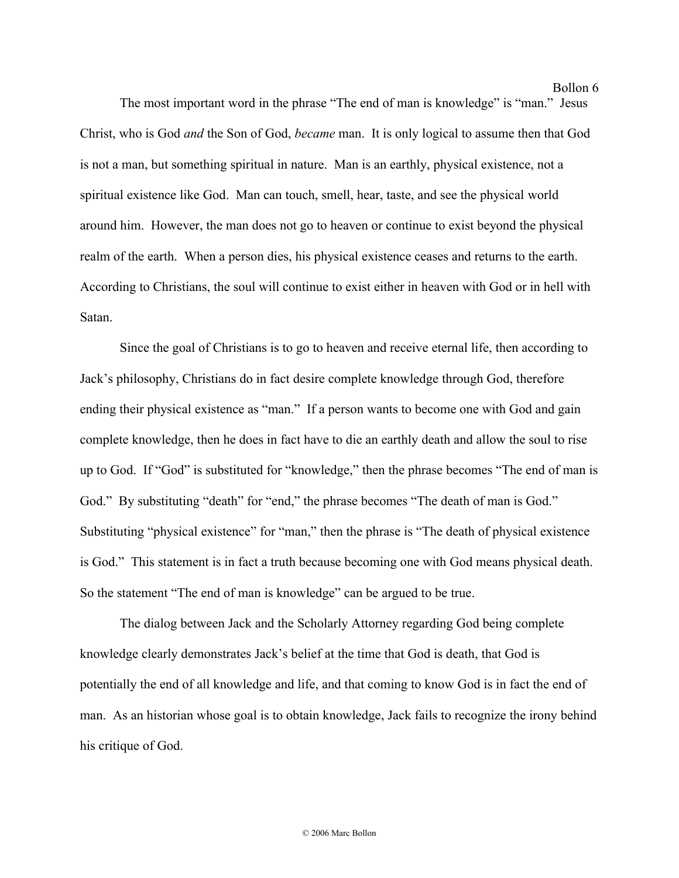The most important word in the phrase "The end of man is knowledge" is "man." Jesus Christ, who is God *and* the Son of God, *became* man. It is only logical to assume then that God is not a man, but something spiritual in nature. Man is an earthly, physical existence, not a spiritual existence like God. Man can touch, smell, hear, taste, and see the physical world around him. However, the man does not go to heaven or continue to exist beyond the physical realm of the earth. When a person dies, his physical existence ceases and returns to the earth. According to Christians, the soul will continue to exist either in heaven with God or in hell with Satan.

Since the goal of Christians is to go to heaven and receive eternal life, then according to Jack's philosophy, Christians do in fact desire complete knowledge through God, therefore ending their physical existence as "man." If a person wants to become one with God and gain complete knowledge, then he does in fact have to die an earthly death and allow the soul to rise up to God. If "God" is substituted for "knowledge," then the phrase becomes "The end of man is God." By substituting "death" for "end," the phrase becomes "The death of man is God." Substituting "physical existence" for "man," then the phrase is "The death of physical existence is God." This statement is in fact a truth because becoming one with God means physical death. So the statement "The end of man is knowledge" can be argued to be true.

The dialog between Jack and the Scholarly Attorney regarding God being complete knowledge clearly demonstrates Jack's belief at the time that God is death, that God is potentially the end of all knowledge and life, and that coming to know God is in fact the end of man. As an historian whose goal is to obtain knowledge, Jack fails to recognize the irony behind his critique of God.

© 2006 Marc Bollon